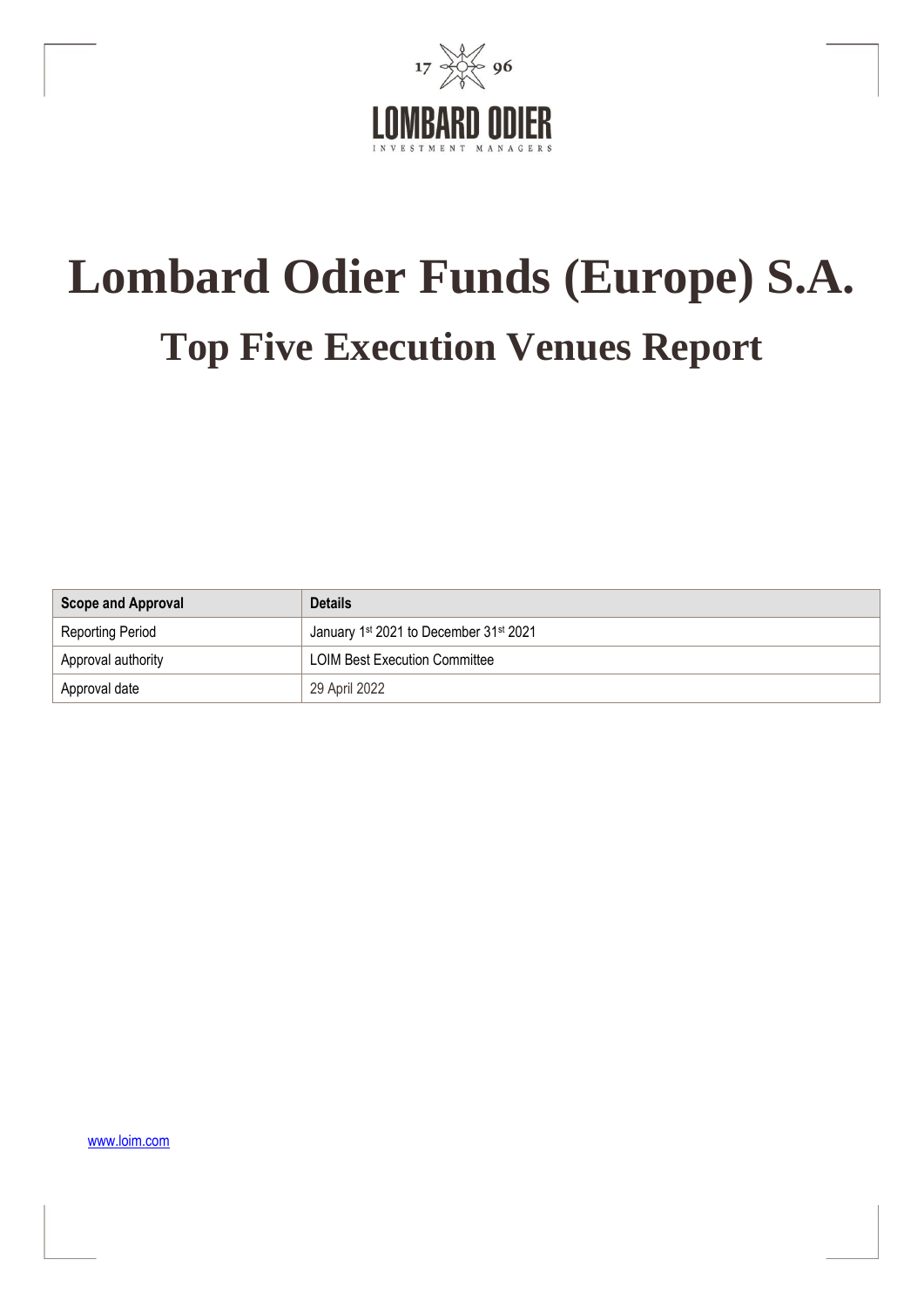# Lombard Odier Funds (Europe) S.A.

## Top Five Execution Venues Report

| Scope and Approval | Details |
|---|---|
| Reporting Period | January 1st 2021 to December 31st 2021 |
| Approval authority | LOIM Best Execution Committee |
| Approval date | 29 April 2022 |

www.loim.com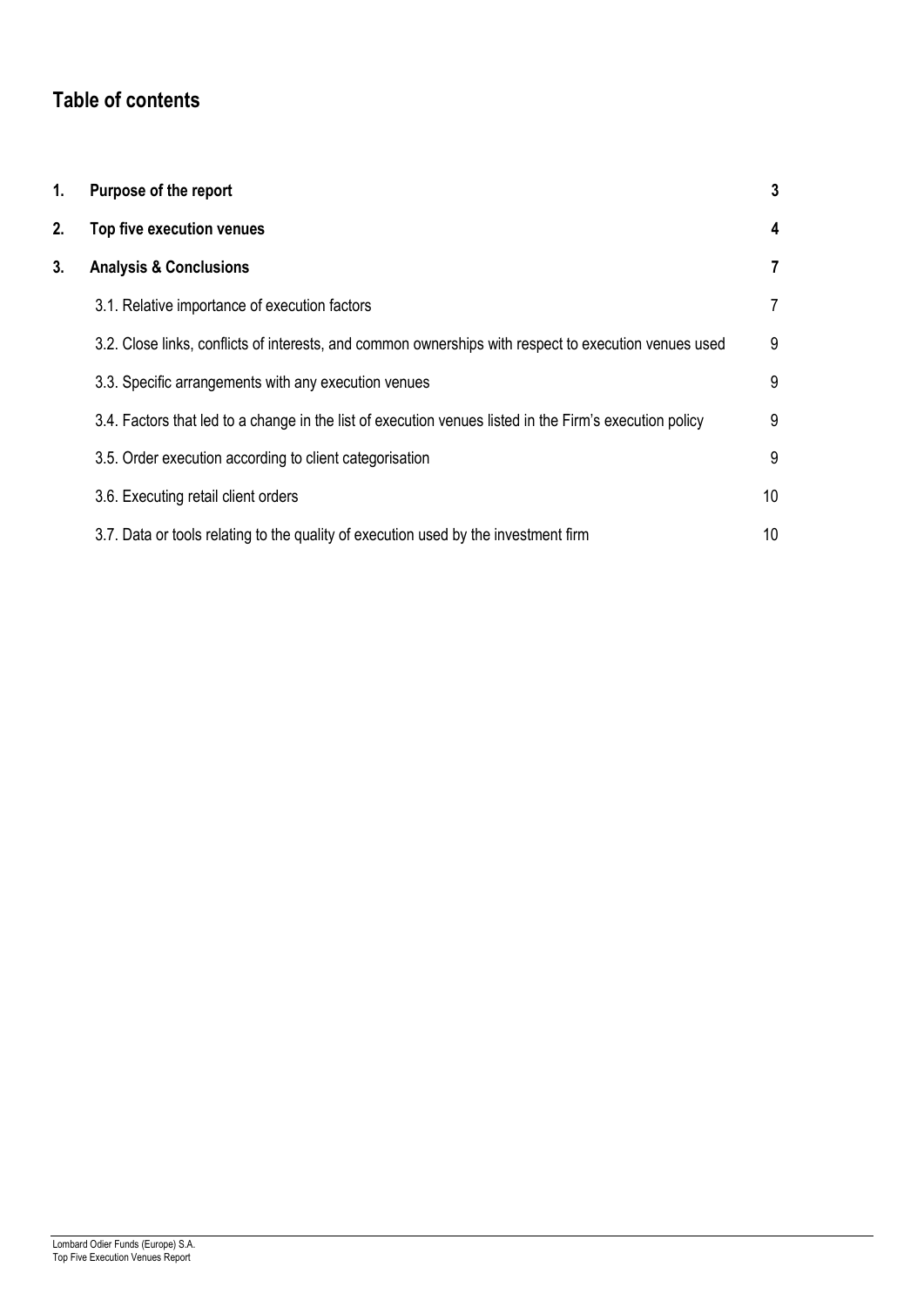## Table of contents

| | | |
|---|---|---|
| **1.** | **Purpose of the report** | **3** |
| **2.** | **Top five execution venues** | **4** |
| **3.** | **Analysis & Conclusions** | **7** |
| | 3.1. Relative importance of execution factors | 7 |
| | 3.2. Close links, conflicts of interests, and common ownerships with respect to execution venues used | 9 |
| | 3.3. Specific arrangements with any execution venues | 9 |
| | 3.4. Factors that led to a change in the list of execution venues listed in the Firm's execution policy | 9 |
| | 3.5. Order execution according to client categorisation | 9 |
| | 3.6. Executing retail client orders | 10 |
| | 3.7. Data or tools relating to the quality of execution used by the investment firm | 10 |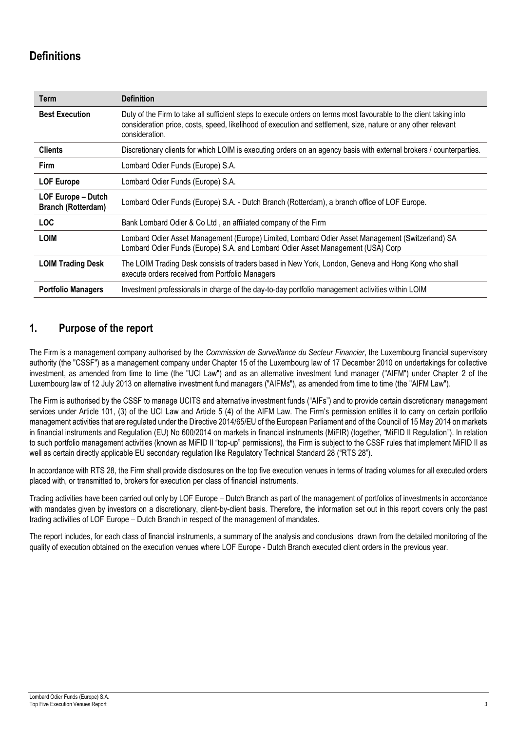## Definitions

| Term | Definition |
|---|---|
| **Best Execution** | Duty of the Firm to take all sufficient steps to execute orders on terms most favourable to the client taking into consideration price, costs, speed, likelihood of execution and settlement, size, nature or any other relevant consideration. |
| **Clients** | Discretionary clients for which LOIM is executing orders on an agency basis with external brokers / counterparties. |
| **Firm** | Lombard Odier Funds (Europe) S.A. |
| **LOF Europe** | Lombard Odier Funds (Europe) S.A. |
| **LOF Europe – Dutch Branch (Rotterdam)** | Lombard Odier Funds (Europe) S.A. - Dutch Branch (Rotterdam), a branch office of LOF Europe. |
| **LOC** | Bank Lombard Odier & Co Ltd , an affiliated company of the Firm |
| **LOIM** | Lombard Odier Asset Management (Europe) Limited, Lombard Odier Asset Management (Switzerland) SA Lombard Odier Funds (Europe) S.A. and Lombard Odier Asset Management (USA) Corp |
| **LOIM Trading Desk** | The LOIM Trading Desk consists of traders based in New York, London, Geneva and Hong Kong who shall execute orders received from Portfolio Managers |
| **Portfolio Managers** | Investment professionals in charge of the day-to-day portfolio management activities within LOIM |

## 1. Purpose of the report

The Firm is a management company authorised by the *Commission de Surveillance du Secteur Financier*, the Luxembourg financial supervisory authority (the "CSSF") as a management company under Chapter 15 of the Luxembourg law of 17 December 2010 on undertakings for collective investment, as amended from time to time (the "UCI Law") and as an alternative investment fund manager ("AIFM") under Chapter 2 of the Luxembourg law of 12 July 2013 on alternative investment fund managers ("AIFMs"), as amended from time to time (the "AIFM Law").

The Firm is authorised by the CSSF to manage UCITS and alternative investment funds ("AIFs") and to provide certain discretionary management services under Article 101, (3) of the UCI Law and Article 5 (4) of the AIFM Law. The Firm's permission entitles it to carry on certain portfolio management activities that are regulated under the Directive 2014/65/EU of the European Parliament and of the Council of 15 May 2014 on markets in financial instruments and Regulation (EU) No 600/2014 on markets in financial instruments (MiFIR) (together, "MiFID II Regulation"). In relation to such portfolio management activities (known as MiFID II "top-up" permissions), the Firm is subject to the CSSF rules that implement MiFID II as well as certain directly applicable EU secondary regulation like Regulatory Technical Standard 28 ("RTS 28").

In accordance with RTS 28, the Firm shall provide disclosures on the top five execution venues in terms of trading volumes for all executed orders placed with, or transmitted to, brokers for execution per class of financial instruments.

Trading activities have been carried out only by LOF Europe – Dutch Branch as part of the management of portfolios of investments in accordance with mandates given by investors on a discretionary, client-by-client basis. Therefore, the information set out in this report covers only the past trading activities of LOF Europe – Dutch Branch in respect of the management of mandates.

The report includes, for each class of financial instruments, a summary of the analysis and conclusions drawn from the detailed monitoring of the quality of execution obtained on the execution venues where LOF Europe - Dutch Branch executed client orders in the previous year.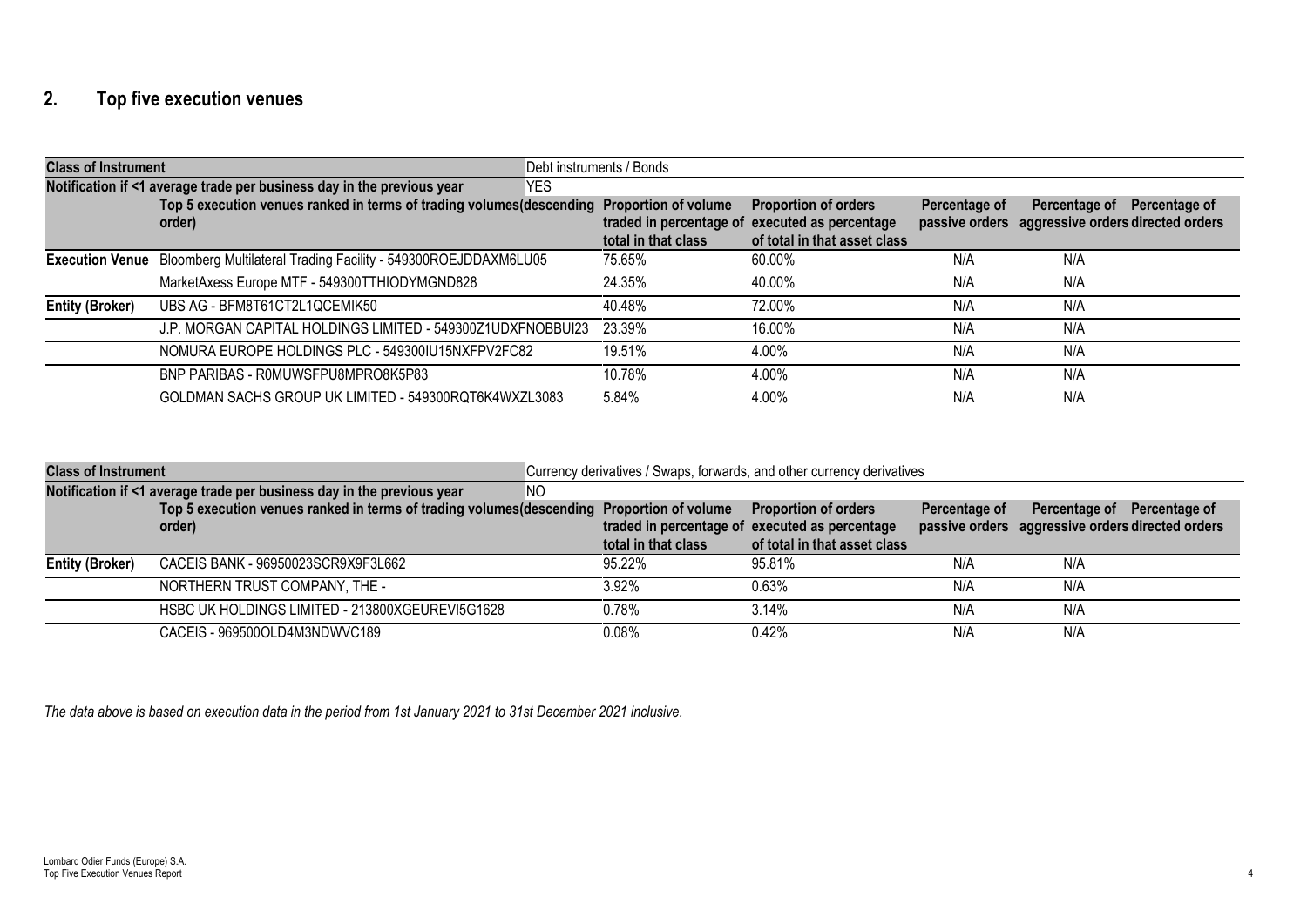## 2. Top five execution venues

| Class of Instrument | Debt instruments / Bonds | | | | | |
|---|---|---|---|---|---|---|
| Notification if <1 average trade per business day in the previous year | YES | | | | | |
| | Top 5 execution venues ranked in terms of trading volumes(descending order) | Proportion of volume traded in percentage of total in that class | Proportion of orders executed as percentage of total in that asset class | Percentage of passive orders | Percentage of aggressive orders | Percentage of directed orders |
| Execution Venue | Bloomberg Multilateral Trading Facility - 549300ROEJDDAXM6LU05 | 75.65% | 60.00% | N/A | N/A | |
| | MarketAxess Europe MTF - 549300TTHIODYMGND828 | 24.35% | 40.00% | N/A | N/A | |
| Entity (Broker) | UBS AG - BFM8T61CT2L1QCEMIK50 | 40.48% | 72.00% | N/A | N/A | |
| | J.P. MORGAN CAPITAL HOLDINGS LIMITED - 549300Z1UDXFNOBBUI23 | 23.39% | 16.00% | N/A | N/A | |
| | NOMURA EUROPE HOLDINGS PLC - 549300IU15NXFPV2FC82 | 19.51% | 4.00% | N/A | N/A | |
| | BNP PARIBAS - R0MUWSFPU8MPRO8K5P83 | 10.78% | 4.00% | N/A | N/A | |
| | GOLDMAN SACHS GROUP UK LIMITED - 549300RQT6K4WXZL3083 | 5.84% | 4.00% | N/A | N/A | |

| Class of Instrument | Currency derivatives / Swaps, forwards, and other currency derivatives | | | | | |
|---|---|---|---|---|---|---|
| Notification if <1 average trade per business day in the previous year | NO | | | | | |
| | Top 5 execution venues ranked in terms of trading volumes(descending order) | Proportion of volume traded in percentage of total in that class | Proportion of orders executed as percentage of total in that asset class | Percentage of passive orders | Percentage of aggressive orders | Percentage of directed orders |
| Entity (Broker) | CACEIS BANK - 96950023SCR9X9F3L662 | 95.22% | 95.81% | N/A | N/A | |
| | NORTHERN TRUST COMPANY, THE - | 3.92% | 0.63% | N/A | N/A | |
| | HSBC UK HOLDINGS LIMITED - 213800XGEUREVI5G1628 | 0.78% | 3.14% | N/A | N/A | |
| | CACEIS - 969500OLD4M3NDWVC189 | 0.08% | 0.42% | N/A | N/A | |

*The data above is based on execution data in the period from 1st January 2021 to 31st December 2021 inclusive.*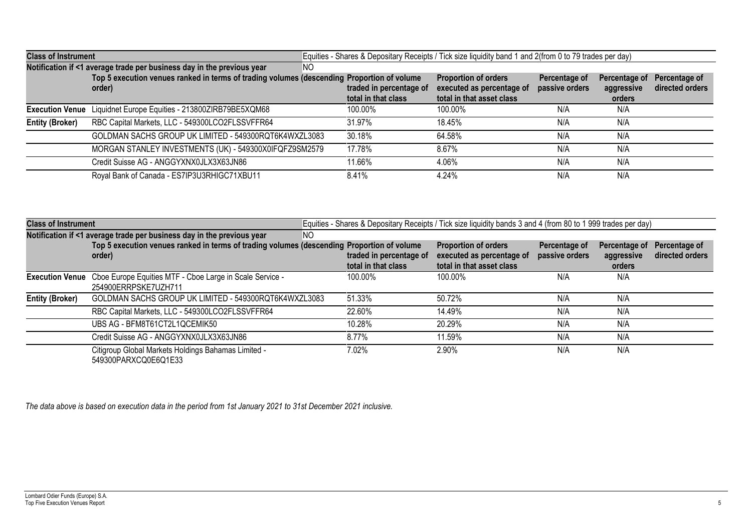| Class of Instrument | Equities - Shares & Depositary Receipts / Tick size liquidity band 1 and 2(from 0 to 79 trades per day) | | | | | |
|---|---|---|---|---|---|---|
| Notification if <1 average trade per business day in the previous year | NO | | | | | |
| | Top 5 execution venues ranked in terms of trading volumes (descending order) | Proportion of volume traded in percentage of total in that class | Proportion of orders executed as percentage of total in that asset class | Percentage of passive orders | Percentage of aggressive orders | Percentage of directed orders |
| Execution Venue | Liquidnet Europe Equities - 213800ZIRB79BE5XQM68 | 100.00% | 100.00% | N/A | N/A | |
| Entity (Broker) | RBC Capital Markets, LLC - 549300LCO2FLSSVFFR64 | 31.97% | 18.45% | N/A | N/A | |
| | GOLDMAN SACHS GROUP UK LIMITED - 549300RQT6K4WXZL3083 | 30.18% | 64.58% | N/A | N/A | |
| | MORGAN STANLEY INVESTMENTS (UK) - 549300X0IFQFZ9SM2579 | 17.78% | 8.67% | N/A | N/A | |
| | Credit Suisse AG - ANGGYXNX0JLX3X63JN86 | 11.66% | 4.06% | N/A | N/A | |
| | Royal Bank of Canada - ES7IP3U3RHIGC71XBU11 | 8.41% | 4.24% | N/A | N/A | |

| Class of Instrument | Equities - Shares & Depositary Receipts / Tick size liquidity bands 3 and 4 (from 80 to 1 999 trades per day) | | | | | |
|---|---|---|---|---|---|---|
| Notification if <1 average trade per business day in the previous year | NO | | | | | |
| | Top 5 execution venues ranked in terms of trading volumes (descending order) | Proportion of volume traded in percentage of total in that class | Proportion of orders executed as percentage of total in that asset class | Percentage of passive orders | Percentage of aggressive orders | Percentage of directed orders |
| Execution Venue | Cboe Europe Equities MTF - Cboe Large in Scale Service - 254900ERRPSKE7UZH711 | 100.00% | 100.00% | N/A | N/A | |
| Entity (Broker) | GOLDMAN SACHS GROUP UK LIMITED - 549300RQT6K4WXZL3083 | 51.33% | 50.72% | N/A | N/A | |
| | RBC Capital Markets, LLC - 549300LCO2FLSSVFFR64 | 22.60% | 14.49% | N/A | N/A | |
| | UBS AG - BFM8T61CT2L1QCEMIK50 | 10.28% | 20.29% | N/A | N/A | |
| | Credit Suisse AG - ANGGYXNX0JLX3X63JN86 | 8.77% | 11.59% | N/A | N/A | |
| | Citigroup Global Markets Holdings Bahamas Limited - 549300PARXCQ0E6Q1E33 | 7.02% | 2.90% | N/A | N/A | |

*The data above is based on execution data in the period from 1st January 2021 to 31st December 2021 inclusive.*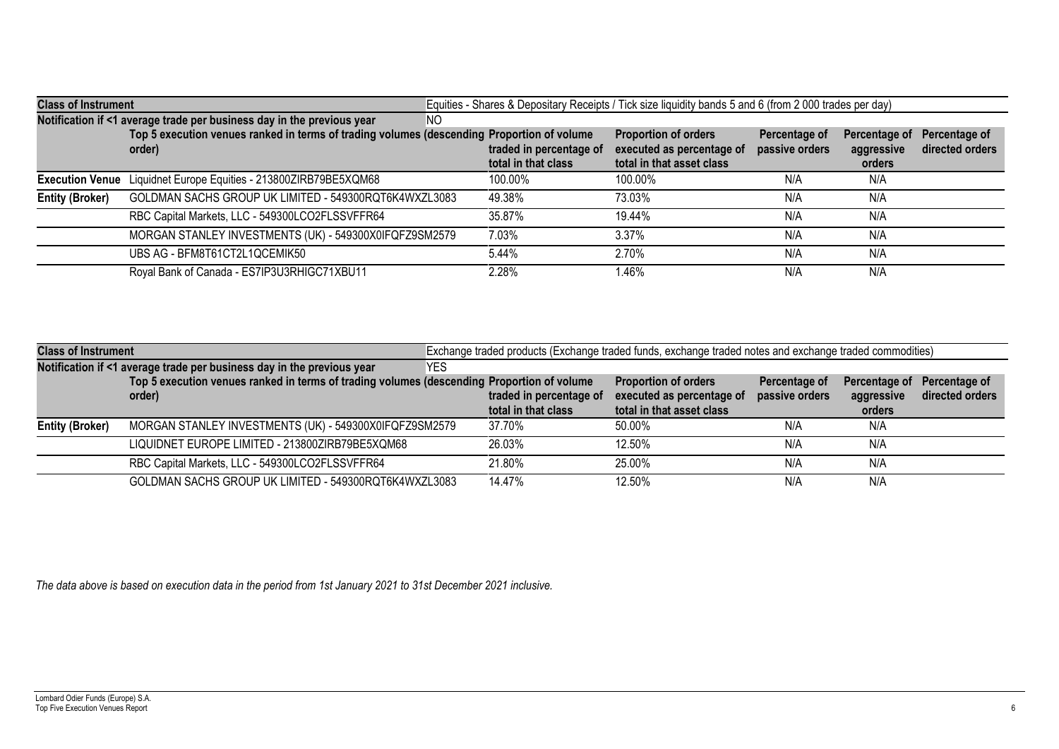| Class of Instrument | | Equities - Shares & Depositary Receipts / Tick size liquidity bands 5 and 6 (from 2 000 trades per day) | | | | |
|---|---|---|---|---|---|---|
| Notification if <1 average trade per business day in the previous year | | NO | | | | |
| | Top 5 execution venues ranked in terms of trading volumes (descending order) | Proportion of volume traded in percentage of total in that class | Proportion of orders executed as percentage of total in that asset class | Percentage of passive orders | Percentage of aggressive orders | Percentage of directed orders |
| Execution Venue | Liquidnet Europe Equities - 213800ZIRB79BE5XQM68 | 100.00% | 100.00% | N/A | N/A | |
| Entity (Broker) | GOLDMAN SACHS GROUP UK LIMITED - 549300RQT6K4WXZL3083 | 49.38% | 73.03% | N/A | N/A | |
| | RBC Capital Markets, LLC - 549300LCO2FLSSVFFR64 | 35.87% | 19.44% | N/A | N/A | |
| | MORGAN STANLEY INVESTMENTS (UK) - 549300X0IFQFZ9SM2579 | 7.03% | 3.37% | N/A | N/A | |
| | UBS AG - BFM8T61CT2L1QCEMIK50 | 5.44% | 2.70% | N/A | N/A | |
| | Royal Bank of Canada - ES7IP3U3RHIGC71XBU11 | 2.28% | 1.46% | N/A | N/A | |

| Class of Instrument | | Exchange traded products (Exchange traded funds, exchange traded notes and exchange traded commodities) | | | | |
|---|---|---|---|---|---|---|
| Notification if <1 average trade per business day in the previous year | | YES | | | | |
| | Top 5 execution venues ranked in terms of trading volumes (descending order) | Proportion of volume traded in percentage of total in that class | Proportion of orders executed as percentage of total in that asset class | Percentage of passive orders | Percentage of aggressive orders | Percentage of directed orders |
| Entity (Broker) | MORGAN STANLEY INVESTMENTS (UK) - 549300X0IFQFZ9SM2579 | 37.70% | 50.00% | N/A | N/A | |
| | LIQUIDNET EUROPE LIMITED - 213800ZIRB79BE5XQM68 | 26.03% | 12.50% | N/A | N/A | |
| | RBC Capital Markets, LLC - 549300LCO2FLSSVFFR64 | 21.80% | 25.00% | N/A | N/A | |
| | GOLDMAN SACHS GROUP UK LIMITED - 549300RQT6K4WXZL3083 | 14.47% | 12.50% | N/A | N/A | |

*The data above is based on execution data in the period from 1st January 2021 to 31st December 2021 inclusive.*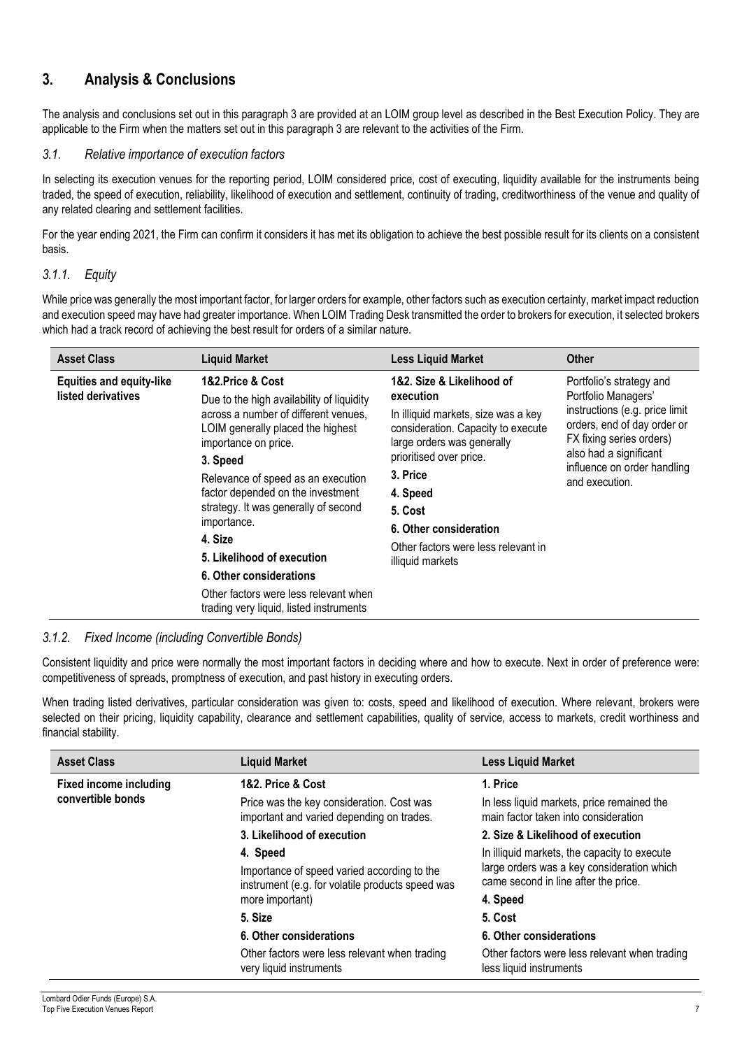## 3. Analysis & Conclusions

The analysis and conclusions set out in this paragraph 3 are provided at an LOIM group level as described in the Best Execution Policy. They are applicable to the Firm when the matters set out in this paragraph 3 are relevant to the activities of the Firm.

### *3.1. Relative importance of execution factors*

In selecting its execution venues for the reporting period, LOIM considered price, cost of executing, liquidity available for the instruments being traded, the speed of execution, reliability, likelihood of execution and settlement, continuity of trading, creditworthiness of the venue and quality of any related clearing and settlement facilities.

For the year ending 2021, the Firm can confirm it considers it has met its obligation to achieve the best possible result for its clients on a consistent basis.

### *3.1.1. Equity*

While price was generally the most important factor, for larger orders for example, other factors such as execution certainty, market impact reduction and execution speed may have had greater importance. When LOIM Trading Desk transmitted the order to brokers for execution, it selected brokers which had a track record of achieving the best result for orders of a similar nature.

| Asset Class | Liquid Market | Less Liquid Market | Other |
|---|---|---|---|
| **Equities and equity-like listed derivatives** | **1&2.Price & Cost**<br>Due to the high availability of liquidity across a number of different venues, LOIM generally placed the highest importance on price.<br>**3. Speed**<br>Relevance of speed as an execution factor depended on the investment strategy. It was generally of second importance.<br>**4. Size**<br>**5. Likelihood of execution**<br>**6. Other considerations**<br>Other factors were less relevant when trading very liquid, listed instruments | **1&2. Size & Likelihood of execution**<br>In illiquid markets, size was a key consideration. Capacity to execute large orders was generally prioritised over price.<br>**3. Price**<br>**4. Speed**<br>**5. Cost**<br>**6. Other consideration**<br>Other factors were less relevant in illiquid markets | Portfolio's strategy and Portfolio Managers' instructions (e.g. price limit orders, end of day order or FX fixing series orders) also had a significant influence on order handling and execution. |

### *3.1.2. Fixed Income (including Convertible Bonds)*

Consistent liquidity and price were normally the most important factors in deciding where and how to execute. Next in order of preference were: competitiveness of spreads, promptness of execution, and past history in executing orders.

When trading listed derivatives, particular consideration was given to: costs, speed and likelihood of execution. Where relevant, brokers were selected on their pricing, liquidity capability, clearance and settlement capabilities, quality of service, access to markets, credit worthiness and financial stability.

| Asset Class | Liquid Market | Less Liquid Market |
|---|---|---|
| **Fixed income including convertible bonds** | **1&2. Price & Cost**<br>Price was the key consideration. Cost was important and varied depending on trades.<br>**3. Likelihood of execution**<br>**4. Speed**<br>Importance of speed varied according to the instrument (e.g. for volatile products speed was more important)<br>**5. Size**<br>**6. Other considerations**<br>Other factors were less relevant when trading very liquid instruments | **1. Price**<br>In less liquid markets, price remained the main factor taken into consideration<br>**2. Size & Likelihood of execution**<br>In illiquid markets, the capacity to execute large orders was a key consideration which came second in line after the price.<br>**4. Speed**<br>**5. Cost**<br>**6. Other considerations**<br>Other factors were less relevant when trading less liquid instruments |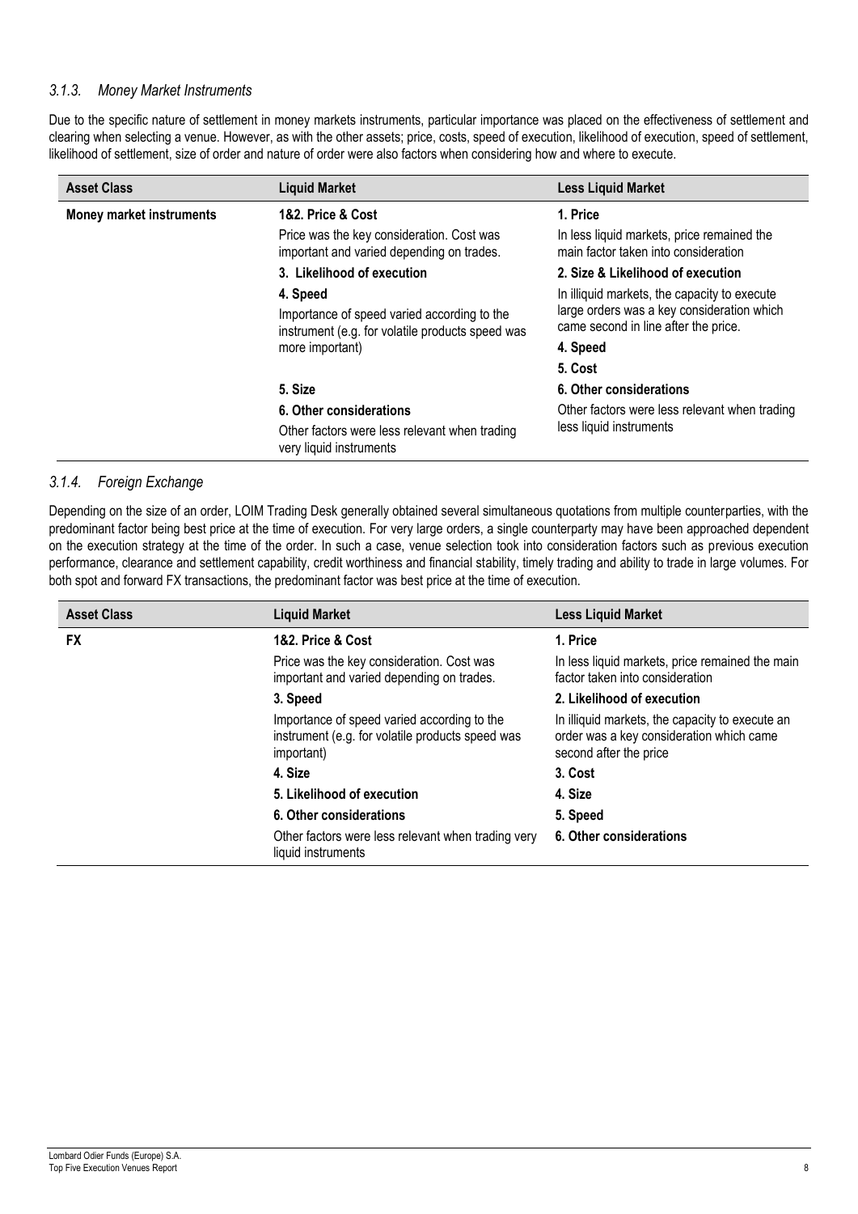### *3.1.3. Money Market Instruments*

Due to the specific nature of settlement in money markets instruments, particular importance was placed on the effectiveness of settlement and clearing when selecting a venue. However, as with the other assets; price, costs, speed of execution, likelihood of execution, speed of settlement, likelihood of settlement, size of order and nature of order were also factors when considering how and where to execute.

| Asset Class | Liquid Market | Less Liquid Market |
|---|---|---|
| **Money market instruments** | **1&2. Price & Cost**<br>Price was the key consideration. Cost was important and varied depending on trades.<br>**3. Likelihood of execution**<br>**4. Speed**<br>Importance of speed varied according to the instrument (e.g. for volatile products speed was more important)<br>**5. Size**<br>**6. Other considerations**<br>Other factors were less relevant when trading very liquid instruments | **1. Price**<br>In less liquid markets, price remained the main factor taken into consideration<br>**2. Size & Likelihood of execution**<br>In illiquid markets, the capacity to execute large orders was a key consideration which came second in line after the price.<br>**4. Speed**<br>**5. Cost**<br>**6. Other considerations**<br>Other factors were less relevant when trading less liquid instruments |

### *3.1.4. Foreign Exchange*

Depending on the size of an order, LOIM Trading Desk generally obtained several simultaneous quotations from multiple counterparties, with the predominant factor being best price at the time of execution. For very large orders, a single counterparty may have been approached dependent on the execution strategy at the time of the order. In such a case, venue selection took into consideration factors such as previous execution performance, clearance and settlement capability, credit worthiness and financial stability, timely trading and ability to trade in large volumes. For both spot and forward FX transactions, the predominant factor was best price at the time of execution.

| Asset Class | Liquid Market | Less Liquid Market |
|---|---|---|
| **FX** | **1&2. Price & Cost**<br>Price was the key consideration. Cost was important and varied depending on trades.<br>**3. Speed**<br>Importance of speed varied according to the instrument (e.g. for volatile products speed was important)<br>**4. Size**<br>**5. Likelihood of execution**<br>**6. Other considerations**<br>Other factors were less relevant when trading very liquid instruments | **1. Price**<br>In less liquid markets, price remained the main factor taken into consideration<br>**2. Likelihood of execution**<br>In illiquid markets, the capacity to execute an order was a key consideration which came second after the price<br>**3. Cost**<br>**4. Size**<br>**5. Speed**<br>**6. Other considerations** |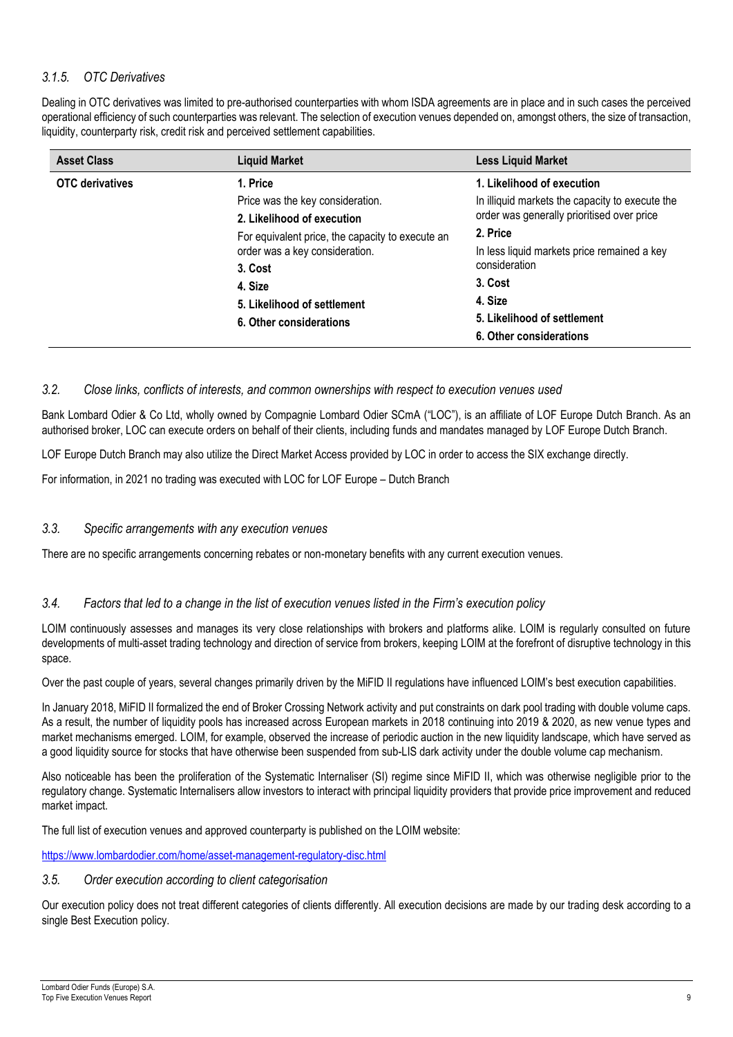### *3.1.5. OTC Derivatives*

Dealing in OTC derivatives was limited to pre-authorised counterparties with whom ISDA agreements are in place and in such cases the perceived operational efficiency of such counterparties was relevant. The selection of execution venues depended on, amongst others, the size of transaction, liquidity, counterparty risk, credit risk and perceived settlement capabilities.

| Asset Class | Liquid Market | Less Liquid Market |
|---|---|---|
| **OTC derivatives** | **1. Price**<br>Price was the key consideration.<br>**2. Likelihood of execution**<br>For equivalent price, the capacity to execute an order was a key consideration.<br>**3. Cost**<br>**4. Size**<br>**5. Likelihood of settlement**<br>**6. Other considerations** | **1. Likelihood of execution**<br>In illiquid markets the capacity to execute the order was generally prioritised over price<br>**2. Price**<br>In less liquid markets price remained a key consideration<br>**3. Cost**<br>**4. Size**<br>**5. Likelihood of settlement**<br>**6. Other considerations** |

## *3.2. Close links, conflicts of interests, and common ownerships with respect to execution venues used*

Bank Lombard Odier & Co Ltd, wholly owned by Compagnie Lombard Odier SCmA ("LOC"), is an affiliate of LOF Europe Dutch Branch. As an authorised broker, LOC can execute orders on behalf of their clients, including funds and mandates managed by LOF Europe Dutch Branch.

LOF Europe Dutch Branch may also utilize the Direct Market Access provided by LOC in order to access the SIX exchange directly.

For information, in 2021 no trading was executed with LOC for LOF Europe – Dutch Branch

## *3.3. Specific arrangements with any execution venues*

There are no specific arrangements concerning rebates or non-monetary benefits with any current execution venues.

## *3.4. Factors that led to a change in the list of execution venues listed in the Firm's execution policy*

LOIM continuously assesses and manages its very close relationships with brokers and platforms alike. LOIM is regularly consulted on future developments of multi-asset trading technology and direction of service from brokers, keeping LOIM at the forefront of disruptive technology in this space.

Over the past couple of years, several changes primarily driven by the MiFID II regulations have influenced LOIM's best execution capabilities.

In January 2018, MiFID II formalized the end of Broker Crossing Network activity and put constraints on dark pool trading with double volume caps. As a result, the number of liquidity pools has increased across European markets in 2018 continuing into 2019 & 2020, as new venue types and market mechanisms emerged. LOIM, for example, observed the increase of periodic auction in the new liquidity landscape, which have served as a good liquidity source for stocks that have otherwise been suspended from sub-LIS dark activity under the double volume cap mechanism.

Also noticeable has been the proliferation of the Systematic Internaliser (SI) regime since MiFID II, which was otherwise negligible prior to the regulatory change. Systematic Internalisers allow investors to interact with principal liquidity providers that provide price improvement and reduced market impact.

The full list of execution venues and approved counterparty is published on the LOIM website:

https://www.lombardodier.com/home/asset-management-regulatory-disc.html

## *3.5. Order execution according to client categorisation*

Our execution policy does not treat different categories of clients differently. All execution decisions are made by our trading desk according to a single Best Execution policy.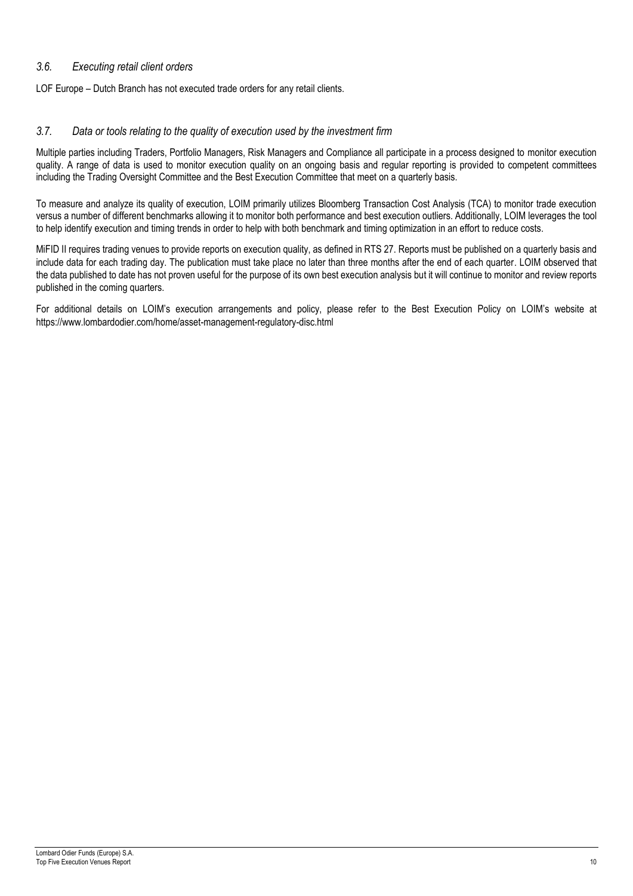### *3.6. Executing retail client orders*

LOF Europe – Dutch Branch has not executed trade orders for any retail clients.

### *3.7. Data or tools relating to the quality of execution used by the investment firm*

Multiple parties including Traders, Portfolio Managers, Risk Managers and Compliance all participate in a process designed to monitor execution quality. A range of data is used to monitor execution quality on an ongoing basis and regular reporting is provided to competent committees including the Trading Oversight Committee and the Best Execution Committee that meet on a quarterly basis.

To measure and analyze its quality of execution, LOIM primarily utilizes Bloomberg Transaction Cost Analysis (TCA) to monitor trade execution versus a number of different benchmarks allowing it to monitor both performance and best execution outliers. Additionally, LOIM leverages the tool to help identify execution and timing trends in order to help with both benchmark and timing optimization in an effort to reduce costs.

MiFID II requires trading venues to provide reports on execution quality, as defined in RTS 27. Reports must be published on a quarterly basis and include data for each trading day. The publication must take place no later than three months after the end of each quarter. LOIM observed that the data published to date has not proven useful for the purpose of its own best execution analysis but it will continue to monitor and review reports published in the coming quarters.

For additional details on LOIM's execution arrangements and policy, please refer to the Best Execution Policy on LOIM's website at https://www.lombardodier.com/home/asset-management-regulatory-disc.html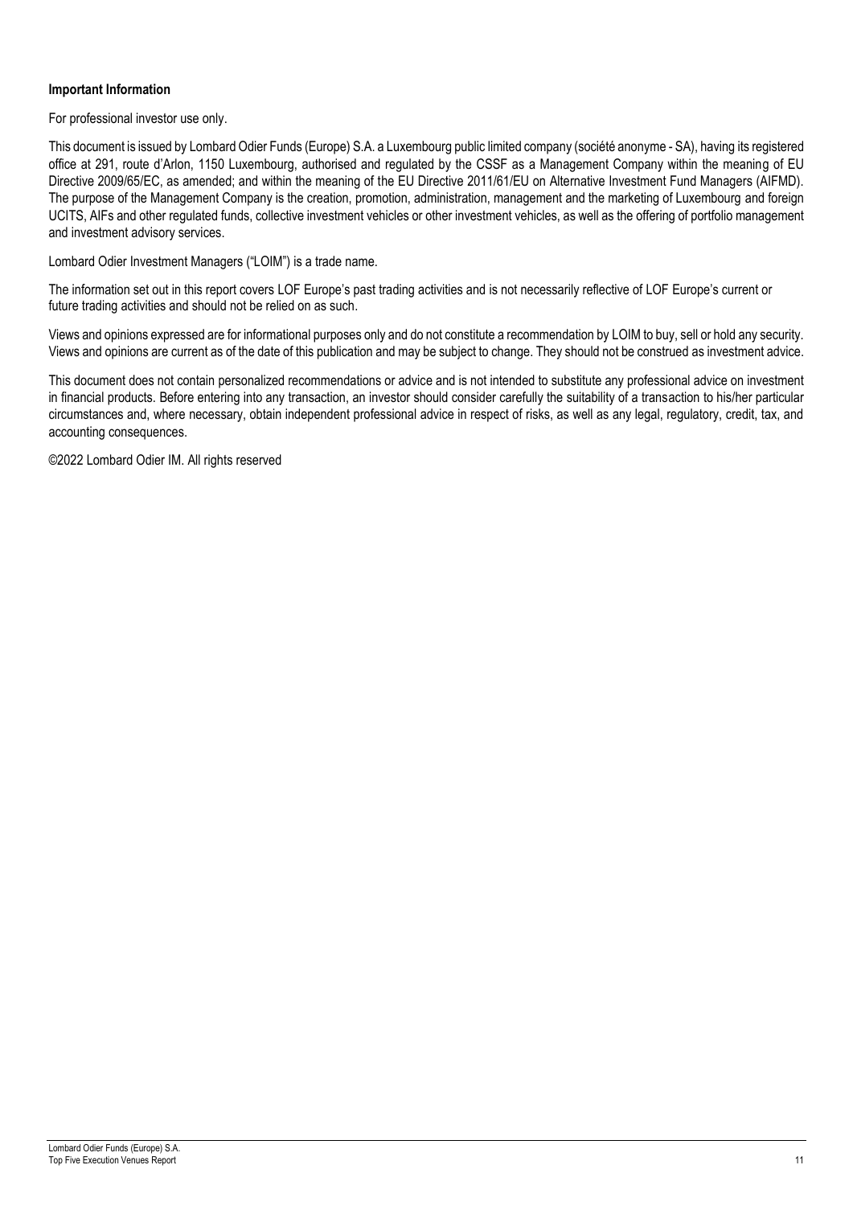**Important Information**

For professional investor use only.

This document is issued by Lombard Odier Funds (Europe) S.A. a Luxembourg public limited company (société anonyme - SA), having its registered office at 291, route d'Arlon, 1150 Luxembourg, authorised and regulated by the CSSF as a Management Company within the meaning of EU Directive 2009/65/EC, as amended; and within the meaning of the EU Directive 2011/61/EU on Alternative Investment Fund Managers (AIFMD). The purpose of the Management Company is the creation, promotion, administration, management and the marketing of Luxembourg and foreign UCITS, AIFs and other regulated funds, collective investment vehicles or other investment vehicles, as well as the offering of portfolio management and investment advisory services.

Lombard Odier Investment Managers ("LOIM") is a trade name.

The information set out in this report covers LOF Europe's past trading activities and is not necessarily reflective of LOF Europe's current or future trading activities and should not be relied on as such.

Views and opinions expressed are for informational purposes only and do not constitute a recommendation by LOIM to buy, sell or hold any security. Views and opinions are current as of the date of this publication and may be subject to change. They should not be construed as investment advice.

This document does not contain personalized recommendations or advice and is not intended to substitute any professional advice on investment in financial products. Before entering into any transaction, an investor should consider carefully the suitability of a transaction to his/her particular circumstances and, where necessary, obtain independent professional advice in respect of risks, as well as any legal, regulatory, credit, tax, and accounting consequences.

©2022 Lombard Odier IM. All rights reserved